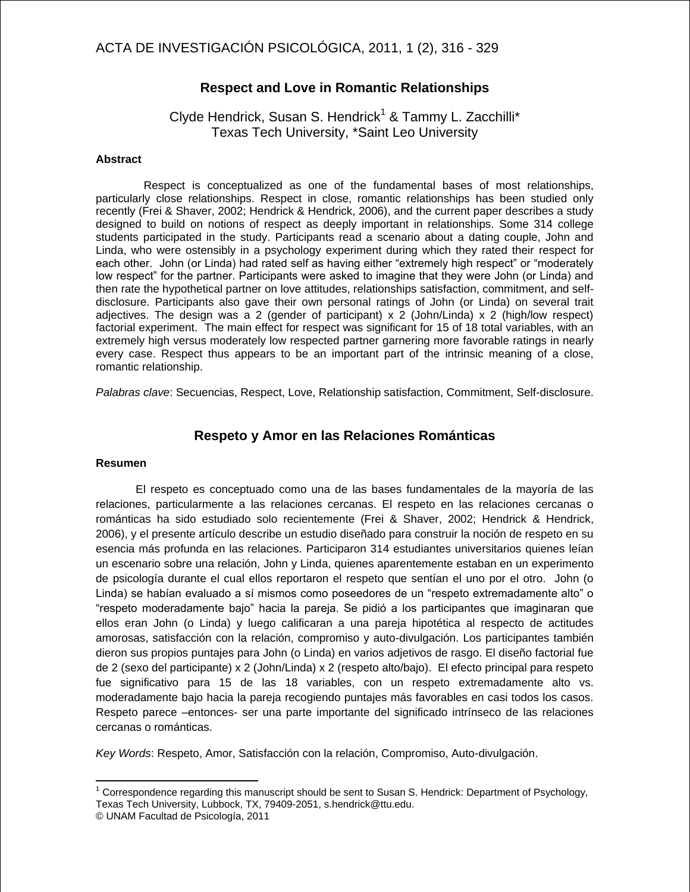# Respect and Love in Romantic Relationships

Clyde Hendrick, Susan S. Hendrick[1] & Tammy L. Zacchilli*
Texas Tech University, *Saint Leo University

### Abstract

Respect is conceptualized as one of the fundamental bases of most relationships, particularly close relationships. Respect in close, romantic relationships has been studied only recently (Frei & Shaver, 2002; Hendrick & Hendrick, 2006), and the current paper describes a study designed to build on notions of respect as deeply important in relationships. Some 314 college students participated in the study. Participants read a scenario about a dating couple, John and Linda, who were ostensibly in a psychology experiment during which they rated their respect for each other. John (or Linda) had rated self as having either "extremely high respect" or "moderately low respect" for the partner. Participants were asked to imagine that they were John (or Linda) and then rate the hypothetical partner on love attitudes, relationships satisfaction, commitment, and self-disclosure. Participants also gave their own personal ratings of John (or Linda) on several trait adjectives. The design was a 2 (gender of participant) x 2 (John/Linda) x 2 (high/low respect) factorial experiment. The main effect for respect was significant for 15 of 18 total variables, with an extremely high versus moderately low respected partner garnering more favorable ratings in nearly every case. Respect thus appears to be an important part of the intrinsic meaning of a close, romantic relationship.

*Palabras clave*: Secuencias, Respect, Love, Relationship satisfaction, Commitment, Self-disclosure.

# Respeto y Amor en las Relaciones Románticas

### Resumen

El respeto es conceptuado como una de las bases fundamentales de la mayoría de las relaciones, particularmente a las relaciones cercanas. El respeto en las relaciones cercanas o románticas ha sido estudiado solo recientemente (Frei & Shaver, 2002; Hendrick & Hendrick, 2006), y el presente artículo describe un estudio diseñado para construir la noción de respeto en su esencia más profunda en las relaciones. Participaron 314 estudiantes universitarios quienes leían un escenario sobre una relación, John y Linda, quienes aparentemente estaban en un experimento de psicología durante el cual ellos reportaron el respeto que sentían el uno por el otro. John (o Linda) se habían evaluado a sí mismos como poseedores de un "respeto extremadamente alto" o "respeto moderadamente bajo" hacia la pareja. Se pidió a los participantes que imaginaran que ellos eran John (o Linda) y luego calificaran a una pareja hipotética al respecto de actitudes amorosas, satisfacción con la relación, compromiso y auto-divulgación. Los participantes también dieron sus propios puntajes para John (o Linda) en varios adjetivos de rasgo. El diseño factorial fue de 2 (sexo del participante) x 2 (John/Linda) x 2 (respeto alto/bajo). El efecto principal para respeto fue significativo para 15 de las 18 variables, con un respeto extremadamente alto vs. moderadamente bajo hacia la pareja recogiendo puntajes más favorables en casi todos los casos. Respeto parece –entonces- ser una parte importante del significado intrínseco de las relaciones cercanas o románticas.

*Key Words*: Respeto, Amor, Satisfacción con la relación, Compromiso, Auto-divulgación.

---

[1] Correspondence regarding this manuscript should be sent to Susan S. Hendrick: Department of Psychology, Texas Tech University, Lubbock, TX, 79409-2051, s.hendrick@ttu.edu.

© UNAM Facultad de Psicología, 2011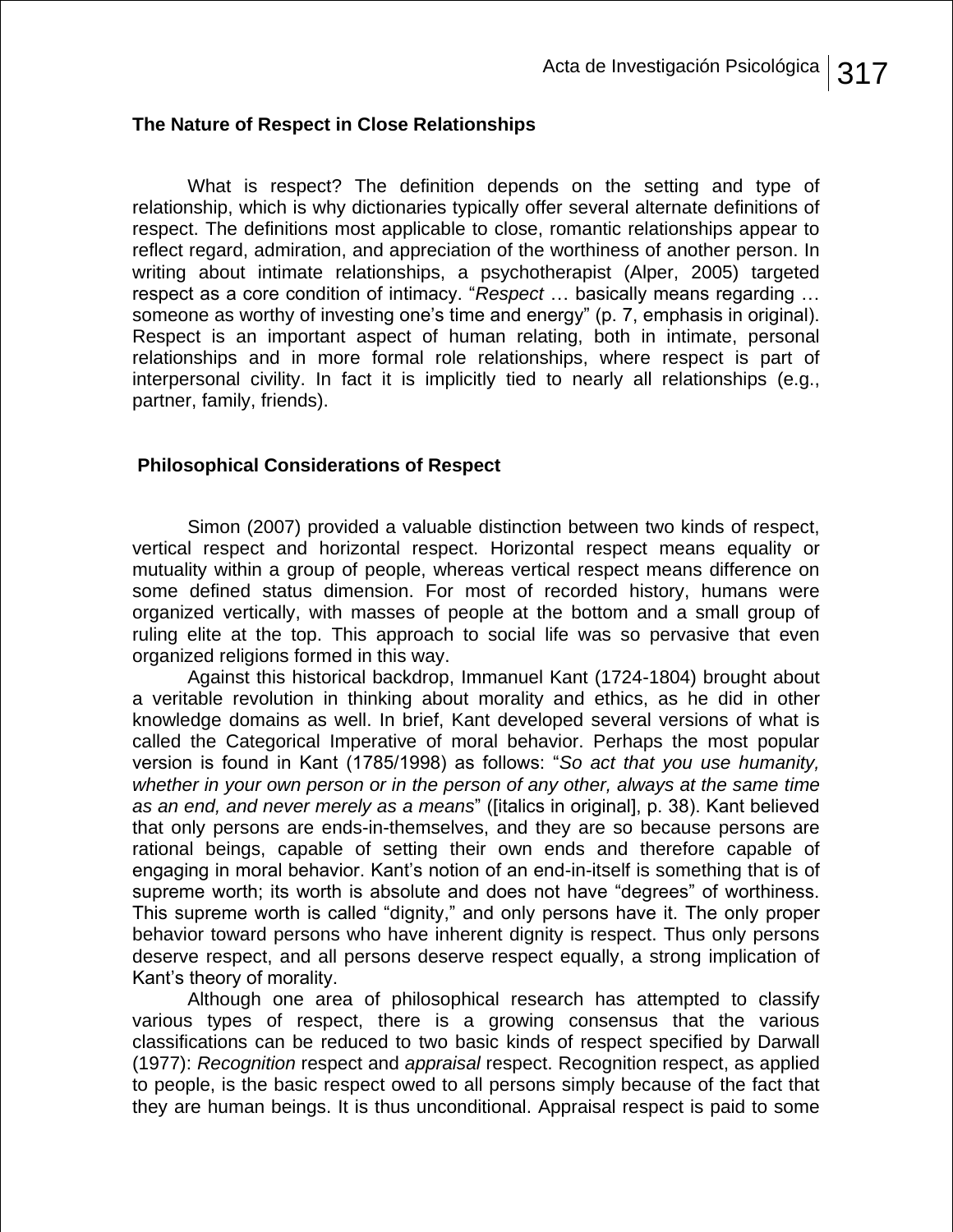## The Nature of Respect in Close Relationships

What is respect? The definition depends on the setting and type of relationship, which is why dictionaries typically offer several alternate definitions of respect. The definitions most applicable to close, romantic relationships appear to reflect regard, admiration, and appreciation of the worthiness of another person. In writing about intimate relationships, a psychotherapist (Alper, 2005) targeted respect as a core condition of intimacy. "*Respect* … basically means regarding … someone as worthy of investing one's time and energy" (p. 7, emphasis in original). Respect is an important aspect of human relating, both in intimate, personal relationships and in more formal role relationships, where respect is part of interpersonal civility. In fact it is implicitly tied to nearly all relationships (e.g., partner, family, friends).

## Philosophical Considerations of Respect

Simon (2007) provided a valuable distinction between two kinds of respect, vertical respect and horizontal respect. Horizontal respect means equality or mutuality within a group of people, whereas vertical respect means difference on some defined status dimension. For most of recorded history, humans were organized vertically, with masses of people at the bottom and a small group of ruling elite at the top. This approach to social life was so pervasive that even organized religions formed in this way.

Against this historical backdrop, Immanuel Kant (1724-1804) brought about a veritable revolution in thinking about morality and ethics, as he did in other knowledge domains as well. In brief, Kant developed several versions of what is called the Categorical Imperative of moral behavior. Perhaps the most popular version is found in Kant (1785/1998) as follows: "*So act that you use humanity, whether in your own person or in the person of any other, always at the same time as an end, and never merely as a means*" ([italics in original], p. 38). Kant believed that only persons are ends-in-themselves, and they are so because persons are rational beings, capable of setting their own ends and therefore capable of engaging in moral behavior. Kant's notion of an end-in-itself is something that is of supreme worth; its worth is absolute and does not have "degrees" of worthiness. This supreme worth is called "dignity," and only persons have it. The only proper behavior toward persons who have inherent dignity is respect. Thus only persons deserve respect, and all persons deserve respect equally, a strong implication of Kant's theory of morality.

Although one area of philosophical research has attempted to classify various types of respect, there is a growing consensus that the various classifications can be reduced to two basic kinds of respect specified by Darwall (1977): *Recognition* respect and *appraisal* respect. Recognition respect, as applied to people, is the basic respect owed to all persons simply because of the fact that they are human beings. It is thus unconditional. Appraisal respect is paid to some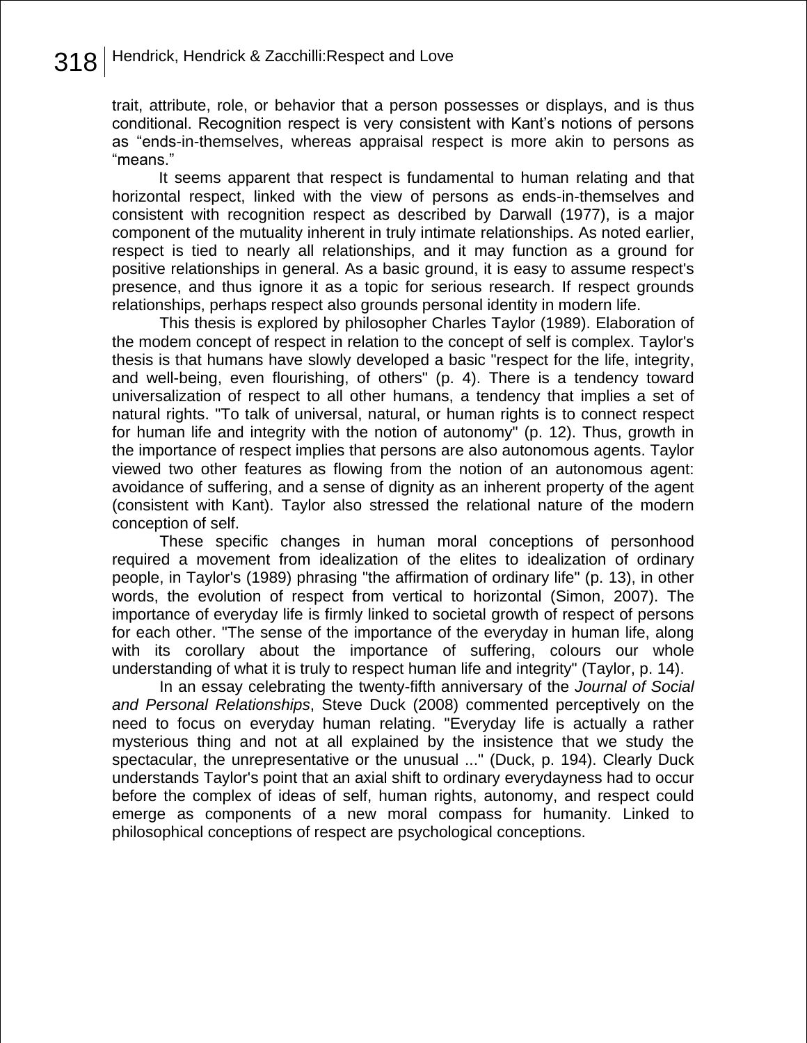trait, attribute, role, or behavior that a person possesses or displays, and is thus conditional. Recognition respect is very consistent with Kant's notions of persons as "ends-in-themselves, whereas appraisal respect is more akin to persons as "means."

It seems apparent that respect is fundamental to human relating and that horizontal respect, linked with the view of persons as ends-in-themselves and consistent with recognition respect as described by Darwall (1977), is a major component of the mutuality inherent in truly intimate relationships. As noted earlier, respect is tied to nearly all relationships, and it may function as a ground for positive relationships in general. As a basic ground, it is easy to assume respect's presence, and thus ignore it as a topic for serious research. If respect grounds relationships, perhaps respect also grounds personal identity in modern life.

This thesis is explored by philosopher Charles Taylor (1989). Elaboration of the modem concept of respect in relation to the concept of self is complex. Taylor's thesis is that humans have slowly developed a basic "respect for the life, integrity, and well-being, even flourishing, of others" (p. 4). There is a tendency toward universalization of respect to all other humans, a tendency that implies a set of natural rights. "To talk of universal, natural, or human rights is to connect respect for human life and integrity with the notion of autonomy" (p. 12). Thus, growth in the importance of respect implies that persons are also autonomous agents. Taylor viewed two other features as flowing from the notion of an autonomous agent: avoidance of suffering, and a sense of dignity as an inherent property of the agent (consistent with Kant). Taylor also stressed the relational nature of the modern conception of self.

These specific changes in human moral conceptions of personhood required a movement from idealization of the elites to idealization of ordinary people, in Taylor's (1989) phrasing "the affirmation of ordinary life" (p. 13), in other words, the evolution of respect from vertical to horizontal (Simon, 2007). The importance of everyday life is firmly linked to societal growth of respect of persons for each other. "The sense of the importance of the everyday in human life, along with its corollary about the importance of suffering, colours our whole understanding of what it is truly to respect human life and integrity" (Taylor, p. 14).

In an essay celebrating the twenty-fifth anniversary of the *Journal of Social and Personal Relationships*, Steve Duck (2008) commented perceptively on the need to focus on everyday human relating. "Everyday life is actually a rather mysterious thing and not at all explained by the insistence that we study the spectacular, the unrepresentative or the unusual ..." (Duck, p. 194). Clearly Duck understands Taylor's point that an axial shift to ordinary everydayness had to occur before the complex of ideas of self, human rights, autonomy, and respect could emerge as components of a new moral compass for humanity. Linked to philosophical conceptions of respect are psychological conceptions.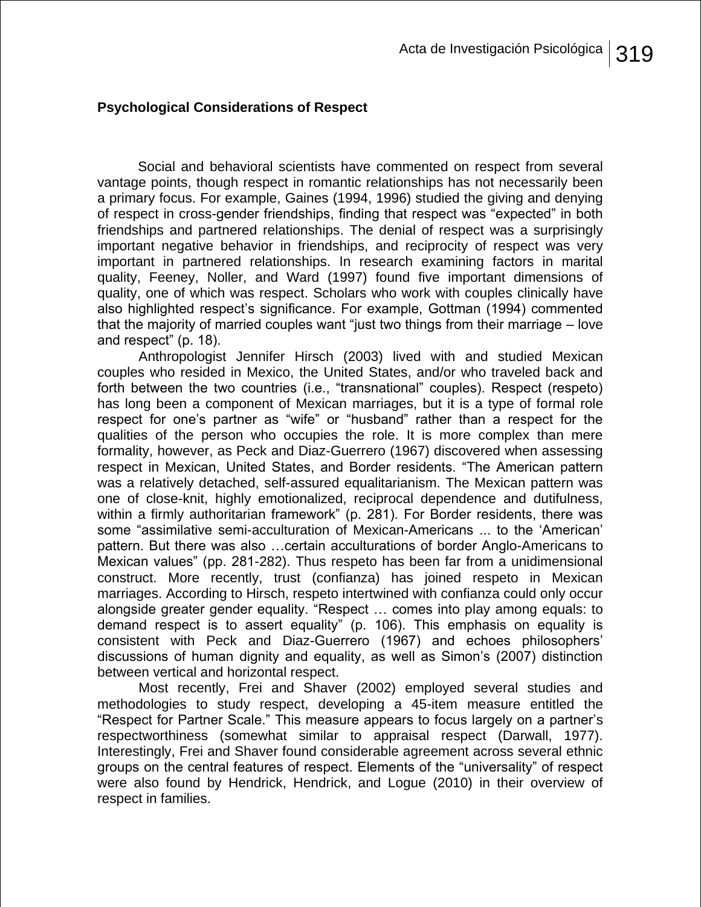## Psychological Considerations of Respect

Social and behavioral scientists have commented on respect from several vantage points, though respect in romantic relationships has not necessarily been a primary focus. For example, Gaines (1994, 1996) studied the giving and denying of respect in cross-gender friendships, finding that respect was "expected" in both friendships and partnered relationships. The denial of respect was a surprisingly important negative behavior in friendships, and reciprocity of respect was very important in partnered relationships. In research examining factors in marital quality, Feeney, Noller, and Ward (1997) found five important dimensions of quality, one of which was respect. Scholars who work with couples clinically have also highlighted respect's significance. For example, Gottman (1994) commented that the majority of married couples want "just two things from their marriage – love and respect" (p. 18).

Anthropologist Jennifer Hirsch (2003) lived with and studied Mexican couples who resided in Mexico, the United States, and/or who traveled back and forth between the two countries (i.e., "transnational" couples). Respect (respeto) has long been a component of Mexican marriages, but it is a type of formal role respect for one's partner as "wife" or "husband" rather than a respect for the qualities of the person who occupies the role. It is more complex than mere formality, however, as Peck and Diaz-Guerrero (1967) discovered when assessing respect in Mexican, United States, and Border residents. "The American pattern was a relatively detached, self-assured equalitarianism. The Mexican pattern was one of close-knit, highly emotionalized, reciprocal dependence and dutifulness, within a firmly authoritarian framework" (p. 281). For Border residents, there was some "assimilative semi-acculturation of Mexican-Americans ... to the 'American' pattern. But there was also …certain acculturations of border Anglo-Americans to Mexican values" (pp. 281-282). Thus respeto has been far from a unidimensional construct. More recently, trust (confianza) has joined respeto in Mexican marriages. According to Hirsch, respeto intertwined with confianza could only occur alongside greater gender equality. "Respect … comes into play among equals: to demand respect is to assert equality" (p. 106). This emphasis on equality is consistent with Peck and Diaz-Guerrero (1967) and echoes philosophers' discussions of human dignity and equality, as well as Simon's (2007) distinction between vertical and horizontal respect.

Most recently, Frei and Shaver (2002) employed several studies and methodologies to study respect, developing a 45-item measure entitled the "Respect for Partner Scale." This measure appears to focus largely on a partner's respectworthiness (somewhat similar to appraisal respect (Darwall, 1977). Interestingly, Frei and Shaver found considerable agreement across several ethnic groups on the central features of respect. Elements of the "universality" of respect were also found by Hendrick, Hendrick, and Logue (2010) in their overview of respect in families.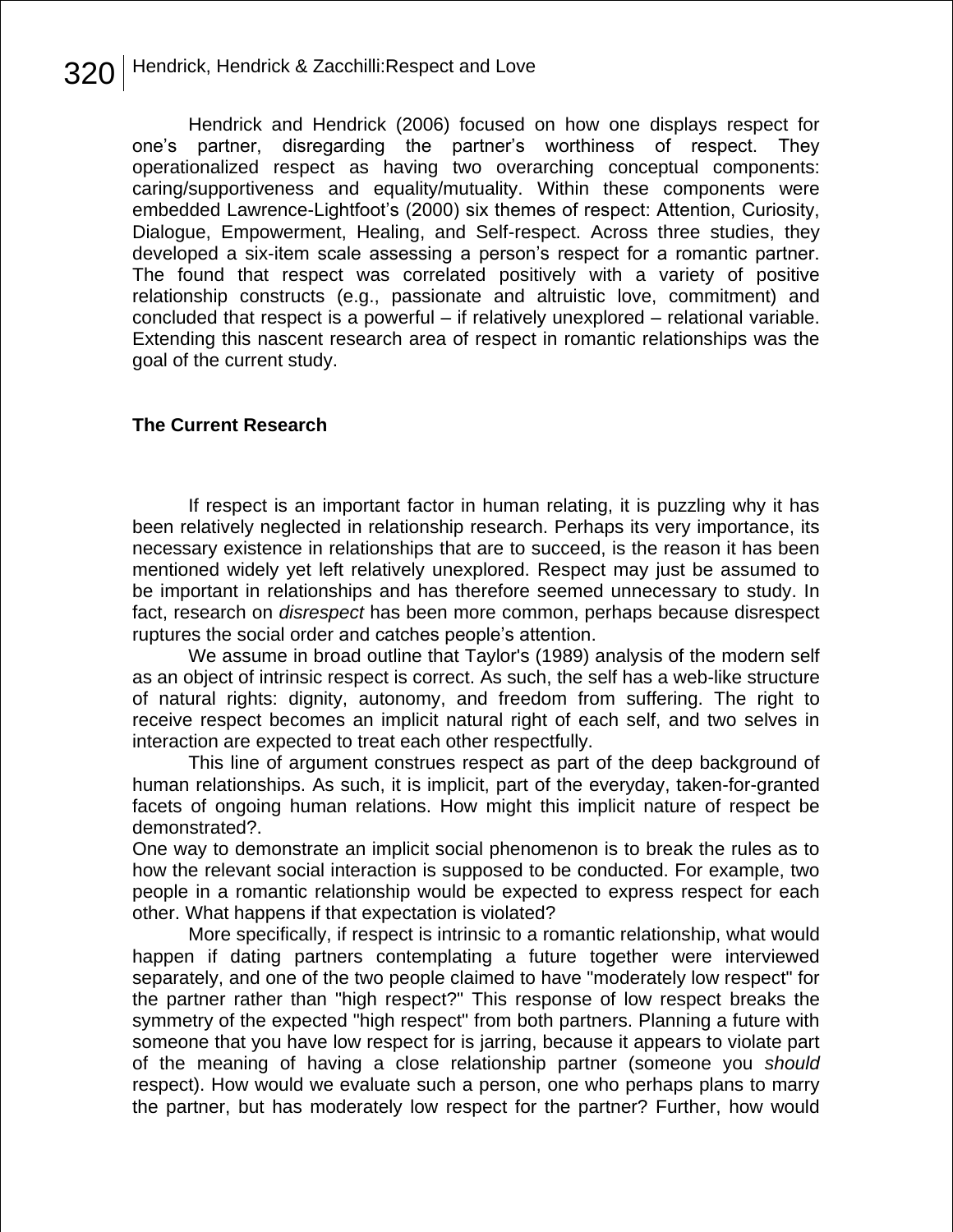Hendrick and Hendrick (2006) focused on how one displays respect for one's partner, disregarding the partner's worthiness of respect. They operationalized respect as having two overarching conceptual components: caring/supportiveness and equality/mutuality. Within these components were embedded Lawrence-Lightfoot's (2000) six themes of respect: Attention, Curiosity, Dialogue, Empowerment, Healing, and Self-respect. Across three studies, they developed a six-item scale assessing a person's respect for a romantic partner. The found that respect was correlated positively with a variety of positive relationship constructs (e.g., passionate and altruistic love, commitment) and concluded that respect is a powerful – if relatively unexplored – relational variable. Extending this nascent research area of respect in romantic relationships was the goal of the current study.

**The Current Research**

If respect is an important factor in human relating, it is puzzling why it has been relatively neglected in relationship research. Perhaps its very importance, its necessary existence in relationships that are to succeed, is the reason it has been mentioned widely yet left relatively unexplored. Respect may just be assumed to be important in relationships and has therefore seemed unnecessary to study. In fact, research on *disrespect* has been more common, perhaps because disrespect ruptures the social order and catches people's attention.

We assume in broad outline that Taylor's (1989) analysis of the modern self as an object of intrinsic respect is correct. As such, the self has a web-like structure of natural rights: dignity, autonomy, and freedom from suffering. The right to receive respect becomes an implicit natural right of each self, and two selves in interaction are expected to treat each other respectfully.

This line of argument construes respect as part of the deep background of human relationships. As such, it is implicit, part of the everyday, taken-for-granted facets of ongoing human relations. How might this implicit nature of respect be demonstrated?.

One way to demonstrate an implicit social phenomenon is to break the rules as to how the relevant social interaction is supposed to be conducted. For example, two people in a romantic relationship would be expected to express respect for each other. What happens if that expectation is violated?

More specifically, if respect is intrinsic to a romantic relationship, what would happen if dating partners contemplating a future together were interviewed separately, and one of the two people claimed to have "moderately low respect" for the partner rather than "high respect?" This response of low respect breaks the symmetry of the expected "high respect" from both partners. Planning a future with someone that you have low respect for is jarring, because it appears to violate part of the meaning of having a close relationship partner (someone you *should* respect). How would we evaluate such a person, one who perhaps plans to marry the partner, but has moderately low respect for the partner? Further, how would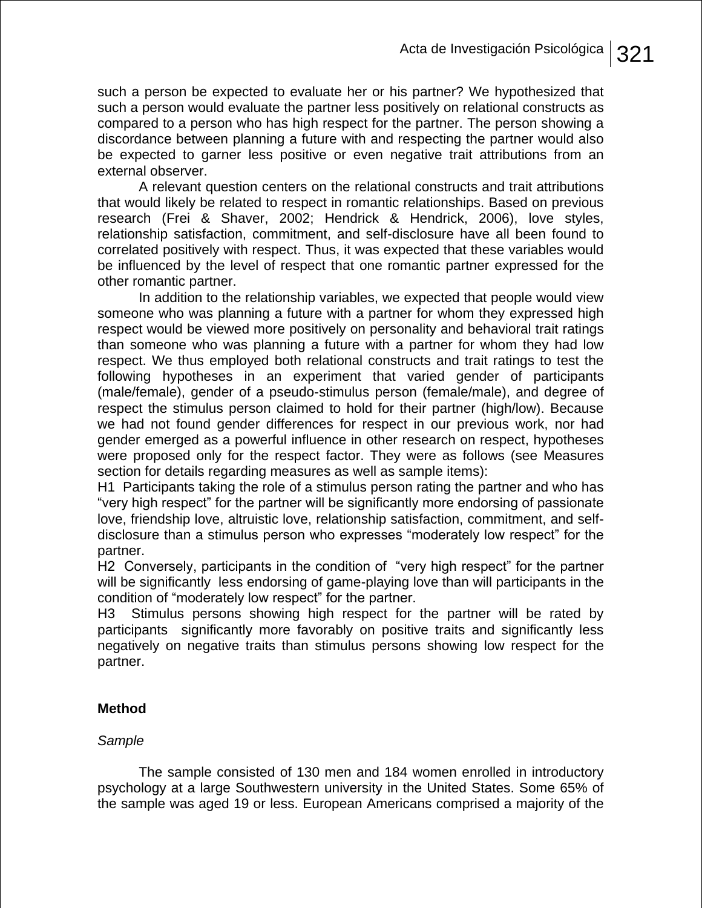such a person be expected to evaluate her or his partner? We hypothesized that such a person would evaluate the partner less positively on relational constructs as compared to a person who has high respect for the partner. The person showing a discordance between planning a future with and respecting the partner would also be expected to garner less positive or even negative trait attributions from an external observer.

A relevant question centers on the relational constructs and trait attributions that would likely be related to respect in romantic relationships. Based on previous research (Frei & Shaver, 2002; Hendrick & Hendrick, 2006), love styles, relationship satisfaction, commitment, and self-disclosure have all been found to correlated positively with respect. Thus, it was expected that these variables would be influenced by the level of respect that one romantic partner expressed for the other romantic partner.

In addition to the relationship variables, we expected that people would view someone who was planning a future with a partner for whom they expressed high respect would be viewed more positively on personality and behavioral trait ratings than someone who was planning a future with a partner for whom they had low respect. We thus employed both relational constructs and trait ratings to test the following hypotheses in an experiment that varied gender of participants (male/female), gender of a pseudo-stimulus person (female/male), and degree of respect the stimulus person claimed to hold for their partner (high/low). Because we had not found gender differences for respect in our previous work, nor had gender emerged as a powerful influence in other research on respect, hypotheses were proposed only for the respect factor. They were as follows (see Measures section for details regarding measures as well as sample items):

H1 Participants taking the role of a stimulus person rating the partner and who has "very high respect" for the partner will be significantly more endorsing of passionate love, friendship love, altruistic love, relationship satisfaction, commitment, and self-disclosure than a stimulus person who expresses "moderately low respect" for the partner.

H2 Conversely, participants in the condition of "very high respect" for the partner will be significantly less endorsing of game-playing love than will participants in the condition of "moderately low respect" for the partner.

H3 Stimulus persons showing high respect for the partner will be rated by participants significantly more favorably on positive traits and significantly less negatively on negative traits than stimulus persons showing low respect for the partner.

## Method

### *Sample*

The sample consisted of 130 men and 184 women enrolled in introductory psychology at a large Southwestern university in the United States. Some 65% of the sample was aged 19 or less. European Americans comprised a majority of the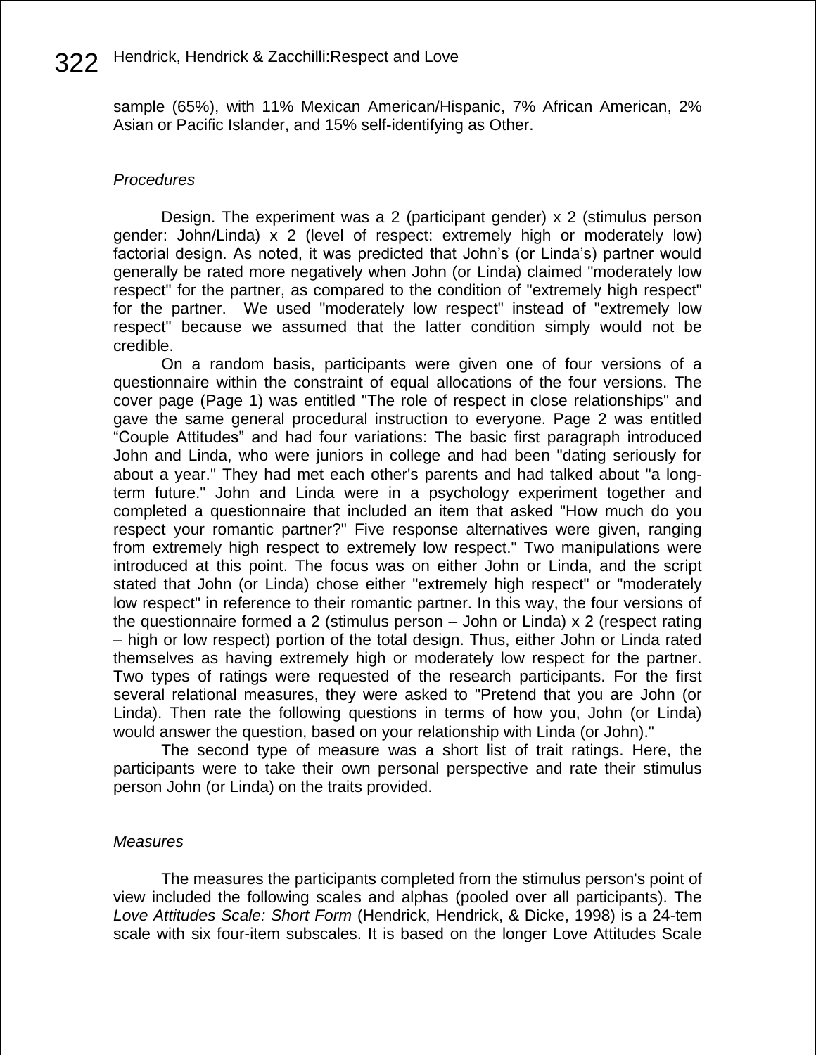sample (65%), with 11% Mexican American/Hispanic, 7% African American, 2% Asian or Pacific Islander, and 15% self-identifying as Other.

### *Procedures*

Design. The experiment was a 2 (participant gender) x 2 (stimulus person gender: John/Linda) x 2 (level of respect: extremely high or moderately low) factorial design. As noted, it was predicted that John's (or Linda's) partner would generally be rated more negatively when John (or Linda) claimed "moderately low respect" for the partner, as compared to the condition of "extremely high respect" for the partner. We used "moderately low respect" instead of "extremely low respect" because we assumed that the latter condition simply would not be credible.

On a random basis, participants were given one of four versions of a questionnaire within the constraint of equal allocations of the four versions. The cover page (Page 1) was entitled "The role of respect in close relationships" and gave the same general procedural instruction to everyone. Page 2 was entitled "Couple Attitudes" and had four variations: The basic first paragraph introduced John and Linda, who were juniors in college and had been "dating seriously for about a year." They had met each other's parents and had talked about "a long-term future." John and Linda were in a psychology experiment together and completed a questionnaire that included an item that asked "How much do you respect your romantic partner?" Five response alternatives were given, ranging from extremely high respect to extremely low respect." Two manipulations were introduced at this point. The focus was on either John or Linda, and the script stated that John (or Linda) chose either "extremely high respect" or "moderately low respect" in reference to their romantic partner. In this way, the four versions of the questionnaire formed a 2 (stimulus person – John or Linda) x 2 (respect rating – high or low respect) portion of the total design. Thus, either John or Linda rated themselves as having extremely high or moderately low respect for the partner. Two types of ratings were requested of the research participants. For the first several relational measures, they were asked to "Pretend that you are John (or Linda). Then rate the following questions in terms of how you, John (or Linda) would answer the question, based on your relationship with Linda (or John)."

The second type of measure was a short list of trait ratings. Here, the participants were to take their own personal perspective and rate their stimulus person John (or Linda) on the traits provided.

### *Measures*

The measures the participants completed from the stimulus person's point of view included the following scales and alphas (pooled over all participants). The *Love Attitudes Scale: Short Form* (Hendrick, Hendrick, & Dicke, 1998) is a 24-tem scale with six four-item subscales. It is based on the longer Love Attitudes Scale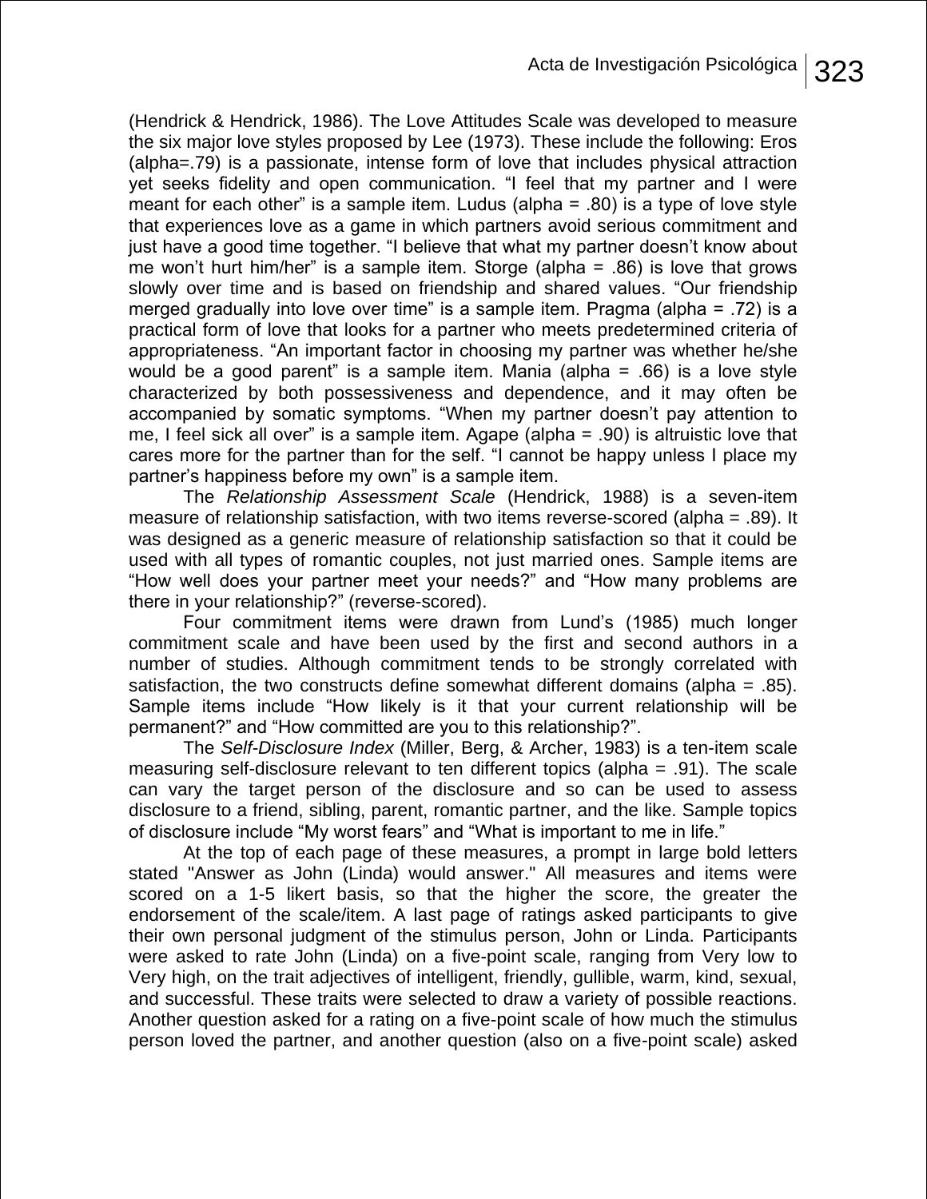(Hendrick & Hendrick, 1986). The Love Attitudes Scale was developed to measure the six major love styles proposed by Lee (1973). These include the following: Eros (alpha=.79) is a passionate, intense form of love that includes physical attraction yet seeks fidelity and open communication. “I feel that my partner and I were meant for each other” is a sample item. Ludus (alpha = .80) is a type of love style that experiences love as a game in which partners avoid serious commitment and just have a good time together. “I believe that what my partner doesn’t know about me won’t hurt him/her” is a sample item. Storge (alpha = .86) is love that grows slowly over time and is based on friendship and shared values. “Our friendship merged gradually into love over time” is a sample item. Pragma (alpha = .72) is a practical form of love that looks for a partner who meets predetermined criteria of appropriateness. “An important factor in choosing my partner was whether he/she would be a good parent” is a sample item. Mania (alpha = .66) is a love style characterized by both possessiveness and dependence, and it may often be accompanied by somatic symptoms. “When my partner doesn’t pay attention to me, I feel sick all over” is a sample item. Agape (alpha = .90) is altruistic love that cares more for the partner than for the self. “I cannot be happy unless I place my partner’s happiness before my own” is a sample item.

The *Relationship Assessment Scale* (Hendrick, 1988) is a seven-item measure of relationship satisfaction, with two items reverse-scored (alpha = .89). It was designed as a generic measure of relationship satisfaction so that it could be used with all types of romantic couples, not just married ones. Sample items are “How well does your partner meet your needs?” and “How many problems are there in your relationship?” (reverse-scored).

Four commitment items were drawn from Lund’s (1985) much longer commitment scale and have been used by the first and second authors in a number of studies. Although commitment tends to be strongly correlated with satisfaction, the two constructs define somewhat different domains (alpha = .85). Sample items include “How likely is it that your current relationship will be permanent?” and “How committed are you to this relationship?”.

The *Self-Disclosure Index* (Miller, Berg, & Archer, 1983) is a ten-item scale measuring self-disclosure relevant to ten different topics (alpha = .91). The scale can vary the target person of the disclosure and so can be used to assess disclosure to a friend, sibling, parent, romantic partner, and the like. Sample topics of disclosure include “My worst fears” and “What is important to me in life.”

At the top of each page of these measures, a prompt in large bold letters stated "Answer as John (Linda) would answer." All measures and items were scored on a 1-5 likert basis, so that the higher the score, the greater the endorsement of the scale/item. A last page of ratings asked participants to give their own personal judgment of the stimulus person, John or Linda. Participants were asked to rate John (Linda) on a five-point scale, ranging from Very low to Very high, on the trait adjectives of intelligent, friendly, gullible, warm, kind, sexual, and successful. These traits were selected to draw a variety of possible reactions. Another question asked for a rating on a five-point scale of how much the stimulus person loved the partner, and another question (also on a five-point scale) asked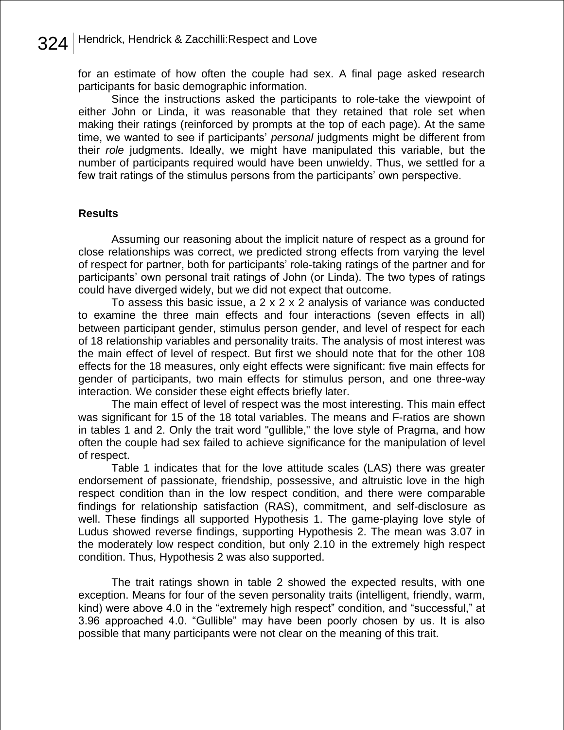for an estimate of how often the couple had sex. A final page asked research participants for basic demographic information.

Since the instructions asked the participants to role-take the viewpoint of either John or Linda, it was reasonable that they retained that role set when making their ratings (reinforced by prompts at the top of each page). At the same time, we wanted to see if participants' *personal* judgments might be different from their *role* judgments. Ideally, we might have manipulated this variable, but the number of participants required would have been unwieldy. Thus, we settled for a few trait ratings of the stimulus persons from the participants' own perspective.

## Results

Assuming our reasoning about the implicit nature of respect as a ground for close relationships was correct, we predicted strong effects from varying the level of respect for partner, both for participants' role-taking ratings of the partner and for participants' own personal trait ratings of John (or Linda). The two types of ratings could have diverged widely, but we did not expect that outcome.

To assess this basic issue, a 2 x 2 x 2 analysis of variance was conducted to examine the three main effects and four interactions (seven effects in all) between participant gender, stimulus person gender, and level of respect for each of 18 relationship variables and personality traits. The analysis of most interest was the main effect of level of respect. But first we should note that for the other 108 effects for the 18 measures, only eight effects were significant: five main effects for gender of participants, two main effects for stimulus person, and one three-way interaction. We consider these eight effects briefly later.

The main effect of level of respect was the most interesting. This main effect was significant for 15 of the 18 total variables. The means and F-ratios are shown in tables 1 and 2. Only the trait word "gullible," the love style of Pragma, and how often the couple had sex failed to achieve significance for the manipulation of level of respect.

Table 1 indicates that for the love attitude scales (LAS) there was greater endorsement of passionate, friendship, possessive, and altruistic love in the high respect condition than in the low respect condition, and there were comparable findings for relationship satisfaction (RAS), commitment, and self-disclosure as well. These findings all supported Hypothesis 1. The game-playing love style of Ludus showed reverse findings, supporting Hypothesis 2. The mean was 3.07 in the moderately low respect condition, but only 2.10 in the extremely high respect condition. Thus, Hypothesis 2 was also supported.

The trait ratings shown in table 2 showed the expected results, with one exception. Means for four of the seven personality traits (intelligent, friendly, warm, kind) were above 4.0 in the "extremely high respect" condition, and "successful," at 3.96 approached 4.0. "Gullible" may have been poorly chosen by us. It is also possible that many participants were not clear on the meaning of this trait.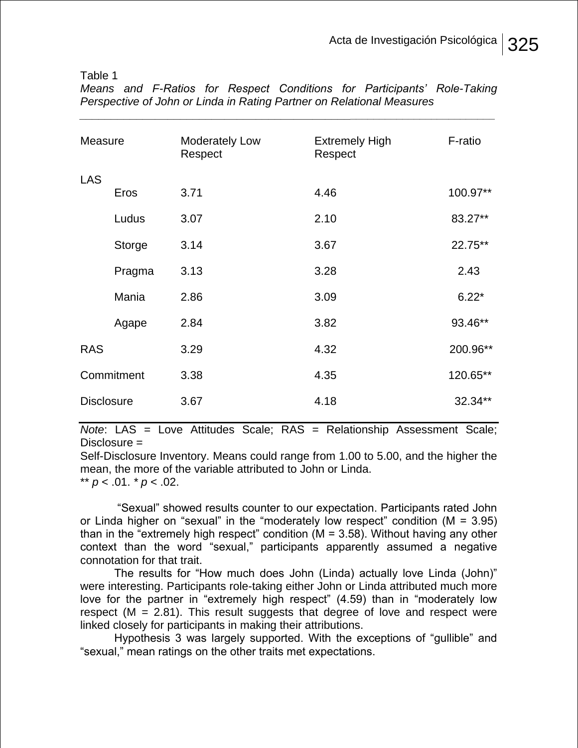Table 1

*Means and F-Ratios for Respect Conditions for Participants' Role-Taking Perspective of John or Linda in Rating Partner on Relational Measures*

| Measure | Moderately Low Respect | Extremely High Respect | F-ratio |
|---|---|---|---|
| LAS | | | |
| Eros | 3.71 | 4.46 | 100.97** |
| Ludus | 3.07 | 2.10 | 83.27** |
| Storge | 3.14 | 3.67 | 22.75** |
| Pragma | 3.13 | 3.28 | 2.43 |
| Mania | 2.86 | 3.09 | 6.22* |
| Agape | 2.84 | 3.82 | 93.46** |
| RAS | 3.29 | 4.32 | 200.96** |
| Commitment | 3.38 | 4.35 | 120.65** |
| Disclosure | 3.67 | 4.18 | 32.34** |

*Note*: LAS = Love Attitudes Scale; RAS = Relationship Assessment Scale; Disclosure =
Self-Disclosure Inventory. Means could range from 1.00 to 5.00, and the higher the mean, the more of the variable attributed to John or Linda.
** $p < .01$. * $p < .02$.

"Sexual" showed results counter to our expectation. Participants rated John or Linda higher on "sexual" in the "moderately low respect" condition (M = 3.95) than in the "extremely high respect" condition (M = 3.58). Without having any other context than the word "sexual," participants apparently assumed a negative connotation for that trait.

The results for "How much does John (Linda) actually love Linda (John)" were interesting. Participants role-taking either John or Linda attributed much more love for the partner in "extremely high respect" (4.59) than in "moderately low respect (M = 2.81). This result suggests that degree of love and respect were linked closely for participants in making their attributions.

Hypothesis 3 was largely supported. With the exceptions of "gullible" and "sexual," mean ratings on the other traits met expectations.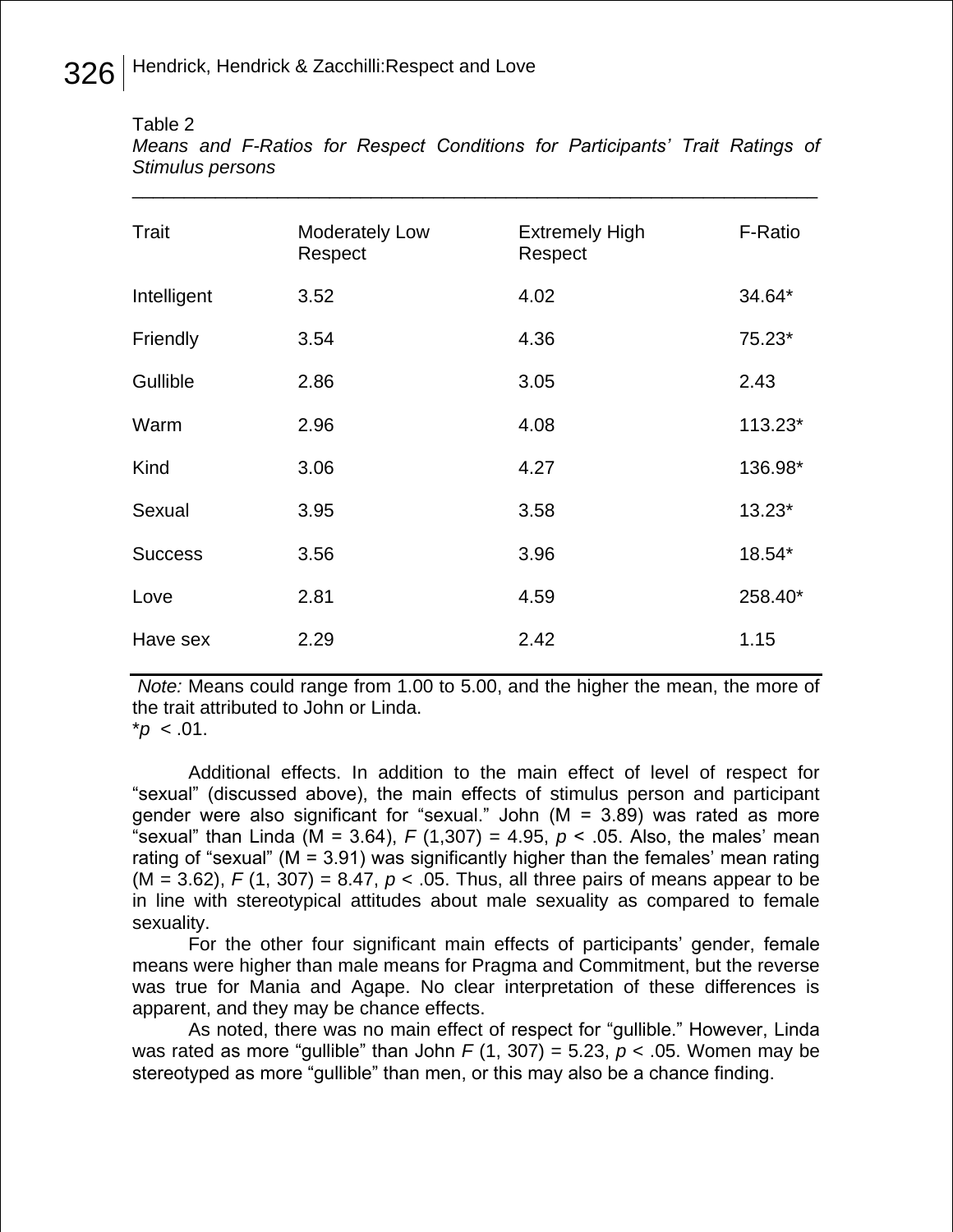Table 2

*Means and F-Ratios for Respect Conditions for Participants' Trait Ratings of Stimulus persons*

| Trait | Moderately Low Respect | Extremely High Respect | F-Ratio |
|---|---|---|---|
| Intelligent | 3.52 | 4.02 | 34.64* |
| Friendly | 3.54 | 4.36 | 75.23* |
| Gullible | 2.86 | 3.05 | 2.43 |
| Warm | 2.96 | 4.08 | 113.23* |
| Kind | 3.06 | 4.27 | 136.98* |
| Sexual | 3.95 | 3.58 | 13.23* |
| Success | 3.56 | 3.96 | 18.54* |
| Love | 2.81 | 4.59 | 258.40* |
| Have sex | 2.29 | 2.42 | 1.15 |

*Note:* Means could range from 1.00 to 5.00, and the higher the mean, the more of the trait attributed to John or Linda.
*$p < .01$.

Additional effects. In addition to the main effect of level of respect for "sexual" (discussed above), the main effects of stimulus person and participant gender were also significant for "sexual." John (M = 3.89) was rated as more "sexual" than Linda (M = 3.64), $F$ (1,307) = 4.95, $p < .05$. Also, the males' mean rating of "sexual" (M = 3.91) was significantly higher than the females' mean rating (M = 3.62), $F$ (1, 307) = 8.47, $p < .05$. Thus, all three pairs of means appear to be in line with stereotypical attitudes about male sexuality as compared to female sexuality.

For the other four significant main effects of participants' gender, female means were higher than male means for Pragma and Commitment, but the reverse was true for Mania and Agape. No clear interpretation of these differences is apparent, and they may be chance effects.

As noted, there was no main effect of respect for "gullible." However, Linda was rated as more "gullible" than John $F$ (1, 307) = 5.23, $p < .05$. Women may be stereotyped as more "gullible" than men, or this may also be a chance finding.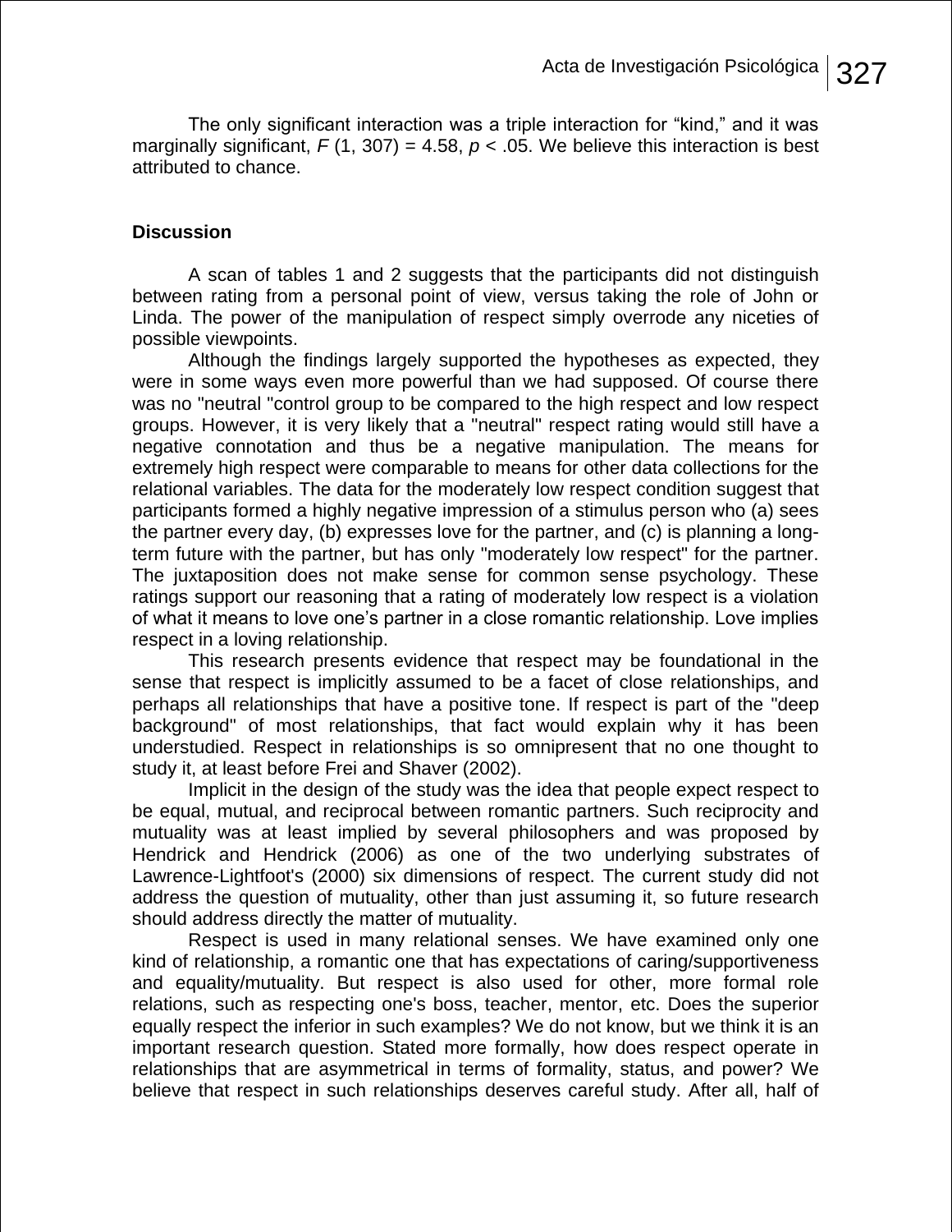The only significant interaction was a triple interaction for “kind,” and it was marginally significant, $F$ (1, 307) = 4.58, $p < .05$. We believe this interaction is best attributed to chance.

## Discussion

A scan of tables 1 and 2 suggests that the participants did not distinguish between rating from a personal point of view, versus taking the role of John or Linda. The power of the manipulation of respect simply overrode any niceties of possible viewpoints.

Although the findings largely supported the hypotheses as expected, they were in some ways even more powerful than we had supposed. Of course there was no "neutral "control group to be compared to the high respect and low respect groups. However, it is very likely that a "neutral" respect rating would still have a negative connotation and thus be a negative manipulation. The means for extremely high respect were comparable to means for other data collections for the relational variables. The data for the moderately low respect condition suggest that participants formed a highly negative impression of a stimulus person who (a) sees the partner every day, (b) expresses love for the partner, and (c) is planning a long-term future with the partner, but has only "moderately low respect" for the partner. The juxtaposition does not make sense for common sense psychology. These ratings support our reasoning that a rating of moderately low respect is a violation of what it means to love one’s partner in a close romantic relationship. Love implies respect in a loving relationship.

This research presents evidence that respect may be foundational in the sense that respect is implicitly assumed to be a facet of close relationships, and perhaps all relationships that have a positive tone. If respect is part of the "deep background" of most relationships, that fact would explain why it has been understudied. Respect in relationships is so omnipresent that no one thought to study it, at least before Frei and Shaver (2002).

Implicit in the design of the study was the idea that people expect respect to be equal, mutual, and reciprocal between romantic partners. Such reciprocity and mutuality was at least implied by several philosophers and was proposed by Hendrick and Hendrick (2006) as one of the two underlying substrates of Lawrence-Lightfoot's (2000) six dimensions of respect. The current study did not address the question of mutuality, other than just assuming it, so future research should address directly the matter of mutuality.

Respect is used in many relational senses. We have examined only one kind of relationship, a romantic one that has expectations of caring/supportiveness and equality/mutuality. But respect is also used for other, more formal role relations, such as respecting one's boss, teacher, mentor, etc. Does the superior equally respect the inferior in such examples? We do not know, but we think it is an important research question. Stated more formally, how does respect operate in relationships that are asymmetrical in terms of formality, status, and power? We believe that respect in such relationships deserves careful study. After all, half of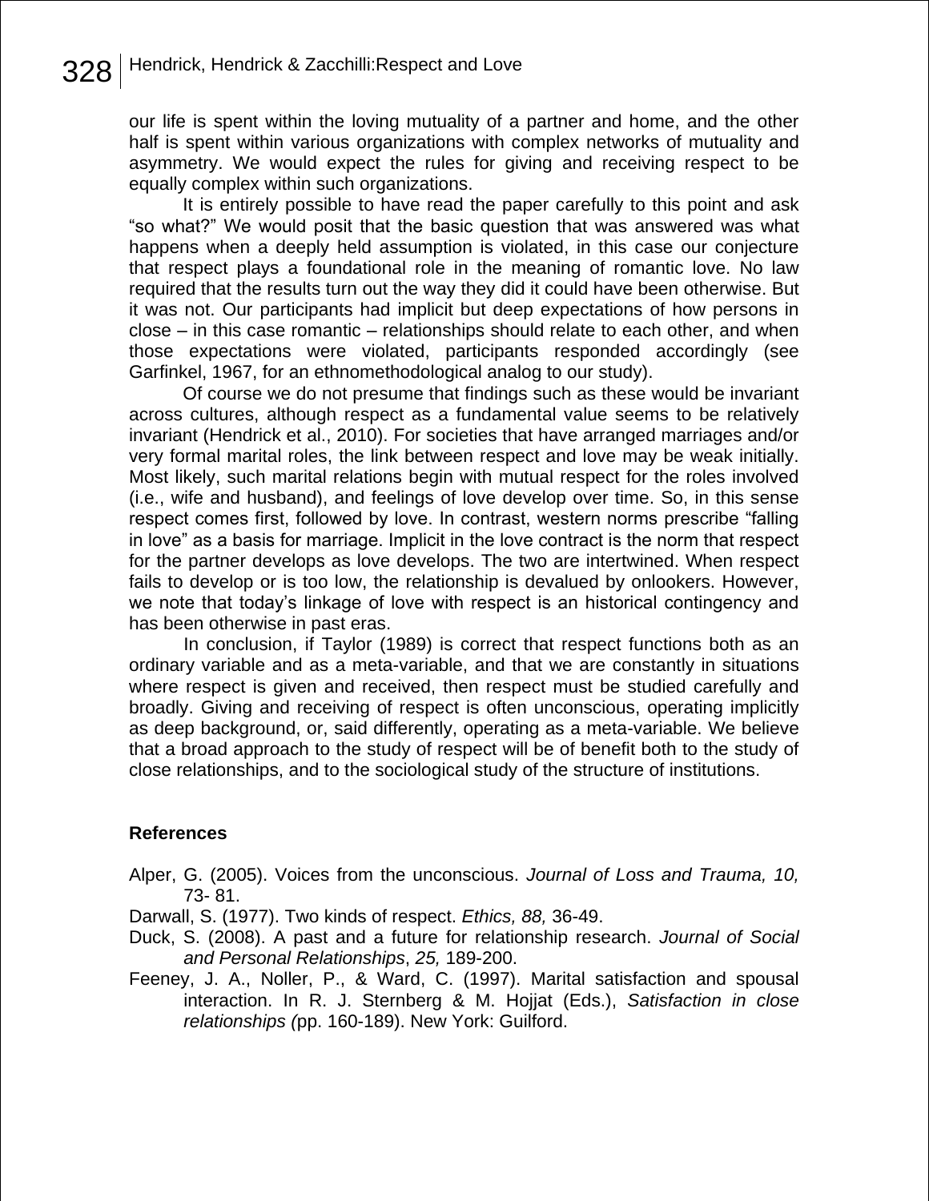our life is spent within the loving mutuality of a partner and home, and the other half is spent within various organizations with complex networks of mutuality and asymmetry. We would expect the rules for giving and receiving respect to be equally complex within such organizations.

It is entirely possible to have read the paper carefully to this point and ask "so what?" We would posit that the basic question that was answered was what happens when a deeply held assumption is violated, in this case our conjecture that respect plays a foundational role in the meaning of romantic love. No law required that the results turn out the way they did it could have been otherwise. But it was not. Our participants had implicit but deep expectations of how persons in close – in this case romantic – relationships should relate to each other, and when those expectations were violated, participants responded accordingly (see Garfinkel, 1967, for an ethnomethodological analog to our study).

Of course we do not presume that findings such as these would be invariant across cultures, although respect as a fundamental value seems to be relatively invariant (Hendrick et al., 2010). For societies that have arranged marriages and/or very formal marital roles, the link between respect and love may be weak initially. Most likely, such marital relations begin with mutual respect for the roles involved (i.e., wife and husband), and feelings of love develop over time. So, in this sense respect comes first, followed by love. In contrast, western norms prescribe "falling in love" as a basis for marriage. Implicit in the love contract is the norm that respect for the partner develops as love develops. The two are intertwined. When respect fails to develop or is too low, the relationship is devalued by onlookers. However, we note that today's linkage of love with respect is an historical contingency and has been otherwise in past eras.

In conclusion, if Taylor (1989) is correct that respect functions both as an ordinary variable and as a meta-variable, and that we are constantly in situations where respect is given and received, then respect must be studied carefully and broadly. Giving and receiving of respect is often unconscious, operating implicitly as deep background, or, said differently, operating as a meta-variable. We believe that a broad approach to the study of respect will be of benefit both to the study of close relationships, and to the sociological study of the structure of institutions.

## References

Alper, G. (2005). Voices from the unconscious. *Journal of Loss and Trauma, 10,* 73- 81.

Darwall, S. (1977). Two kinds of respect. *Ethics, 88,* 36-49.

Duck, S. (2008). A past and a future for relationship research. *Journal of Social and Personal Relationships*, *25,* 189-200.

Feeney, J. A., Noller, P., & Ward, C. (1997). Marital satisfaction and spousal interaction. In R. J. Sternberg & M. Hojjat (Eds.), *Satisfaction in close relationships (*pp. 160-189). New York: Guilford.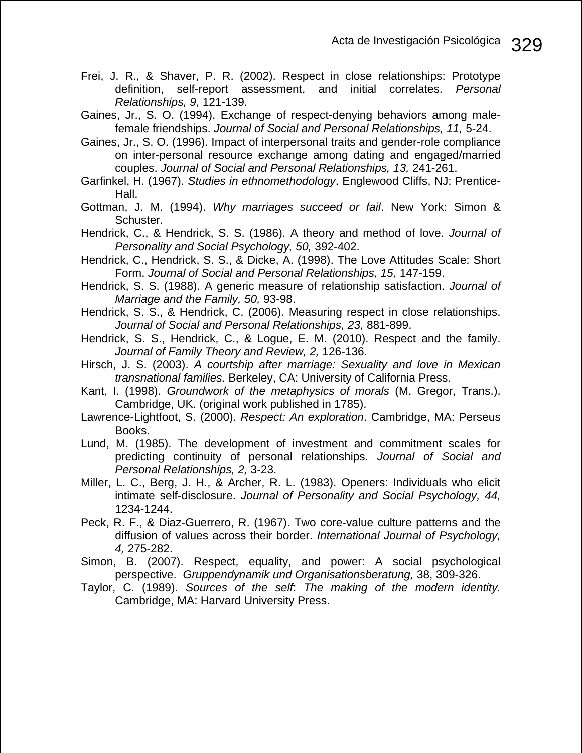Frei, J. R., & Shaver, P. R. (2002). Respect in close relationships: Prototype definition, self-report assessment, and initial correlates. *Personal Relationships, 9,* 121-139.

Gaines, Jr., S. O. (1994). Exchange of respect-denying behaviors among male-female friendships. *Journal of Social and Personal Relationships, 11,* 5-24.

Gaines, Jr., S. O. (1996). Impact of interpersonal traits and gender-role compliance on inter-personal resource exchange among dating and engaged/married couples. *Journal of Social and Personal Relationships, 13,* 241-261.

Garfinkel, H. (1967). *Studies in ethnomethodology*. Englewood Cliffs, NJ: Prentice-Hall.

Gottman, J. M. (1994). *Why marriages succeed or fail*. New York: Simon & Schuster.

Hendrick, C., & Hendrick, S. S. (1986). A theory and method of love. *Journal of Personality and Social Psychology, 50,* 392-402.

Hendrick, C., Hendrick, S. S., & Dicke, A. (1998). The Love Attitudes Scale: Short Form. *Journal of Social and Personal Relationships, 15,* 147-159.

Hendrick, S. S. (1988). A generic measure of relationship satisfaction. *Journal of Marriage and the Family, 50,* 93-98.

Hendrick, S. S., & Hendrick, C. (2006). Measuring respect in close relationships. *Journal of Social and Personal Relationships, 23,* 881-899.

Hendrick, S. S., Hendrick, C., & Logue, E. M. (2010). Respect and the family. *Journal of Family Theory and Review, 2,* 126-136.

Hirsch, J. S. (2003). *A courtship after marriage: Sexuality and love in Mexican transnational families.* Berkeley, CA: University of California Press.

Kant, I. (1998). *Groundwork of the metaphysics of morals* (M. Gregor, Trans.). Cambridge, UK. (original work published in 1785).

Lawrence-Lightfoot, S. (2000). *Respect: An exploration*. Cambridge, MA: Perseus Books.

Lund, M. (1985). The development of investment and commitment scales for predicting continuity of personal relationships. *Journal of Social and Personal Relationships, 2,* 3-23.

Miller, L. C., Berg, J. H., & Archer, R. L. (1983). Openers: Individuals who elicit intimate self-disclosure. *Journal of Personality and Social Psychology, 44,* 1234-1244.

Peck, R. F., & Diaz-Guerrero, R. (1967). Two core-value culture patterns and the diffusion of values across their border. *International Journal of Psychology, 4,* 275-282.

Simon, B. (2007). Respect, equality, and power: A social psychological perspective. *Gruppendynamik und Organisationsberatung,* 38, 309-326.

Taylor, C. (1989). *Sources of the self*: *The making of the modern identity.* Cambridge, MA: Harvard University Press.